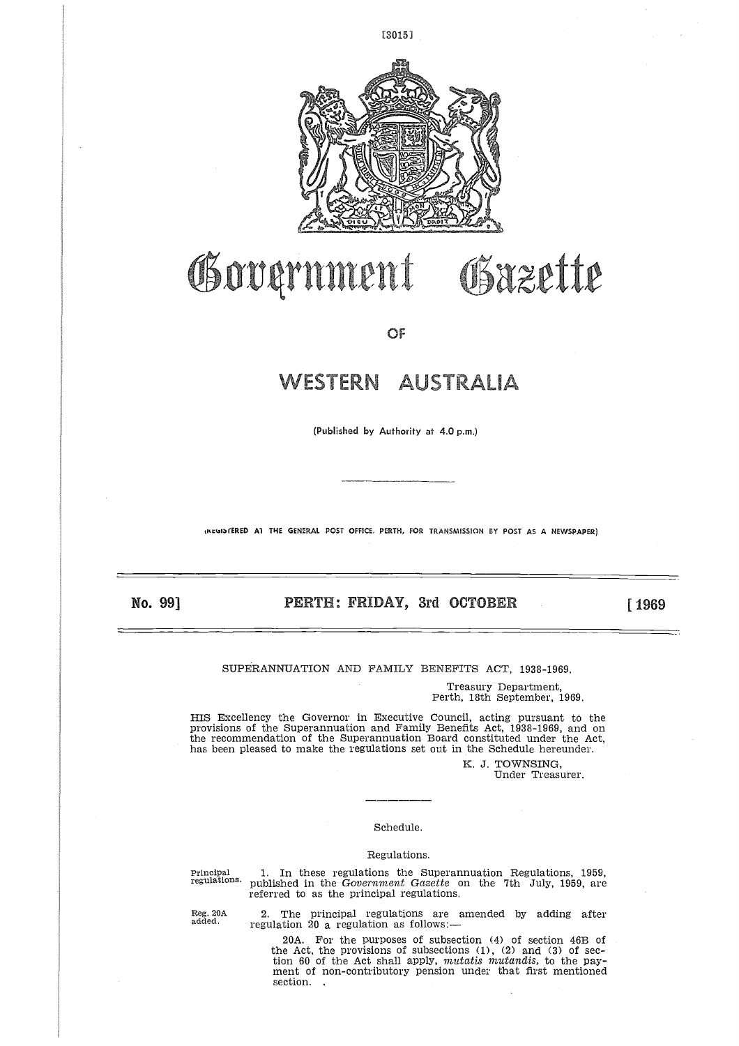# Government Gazette

## OF

# WESTERN AUSTRALIA

(Published by Authority at 4.0 p.m.)

(REGISTERED AT THE GENERAL POST OFFICE, PERTH, FOR TRANSMISSION BY POST AS A NEWSPAPER)

**No. 99] PERTH: FRIDAY, 3rd OCTOBER [1969**

SUPERANNUATION AND FAMILY BENEFITS ACT, 1938-1969.

Treasury Department,
Perth, 18th September, 1969.

HIS Excellency the Governor in Executive Council, acting pursuant to the provisions of the Superannuation and Family Benefits Act, 1938-1969, and on the recommendation of the Superannuation Board constituted under the Act, has been pleased to make the regulations set out in the Schedule hereunder.

K. J. TOWNSING,
Under Treasurer.

Schedule.

Regulations.

Principal regulations.

1. In these regulations the Superannuation Regulations, 1959, published in the *Government Gazette* on the 7th July, 1959, are referred to as the principal regulations.

Reg. 20A added.

2. The principal regulations are amended by adding after regulation 20 a regulation as follows:—

20A. For the purposes of subsection (4) of section 46B of the Act, the provisions of subsections (1), (2) and (3) of section 60 of the Act shall apply, *mutatis mutandis*, to the payment of non-contributory pension under that first mentioned section. .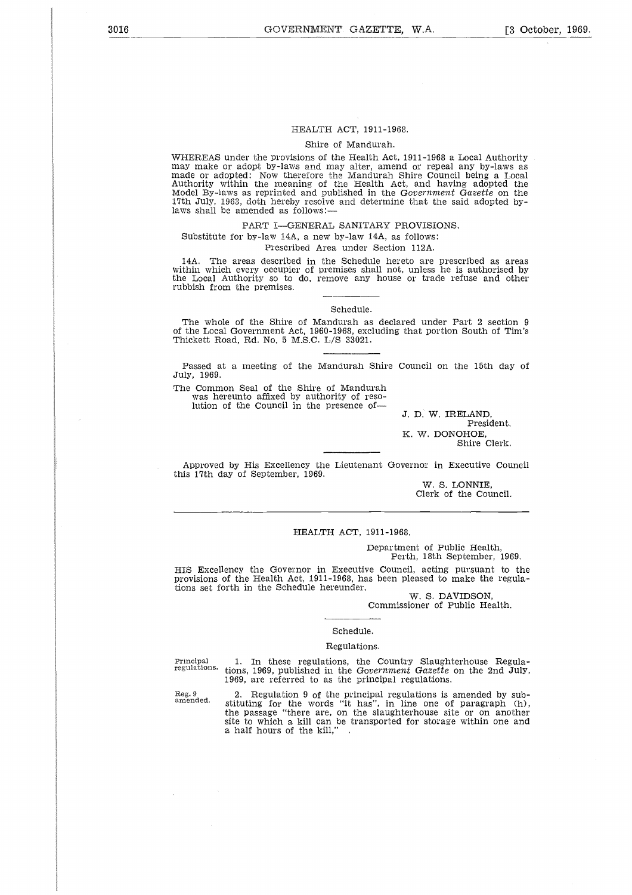## HEALTH ACT, 1911-1968.

Shire of Mandurah.

WHEREAS under the provisions of the Health Act, 1911-1968 a Local Authority may make or adopt by-laws and may alter, amend or repeal any by-laws as made or adopted: Now therefore the Mandurah Shire Council being a Local Authority within the meaning of the Health Act, and having adopted the Model By-laws as reprinted and published in the *Government Gazette* on the 17th July, 1963, doth hereby resolve and determine that the said adopted by-laws shall be amended as follows:—

PART I—GENERAL SANITARY PROVISIONS.

Substitute for by-law 14A, a new by-law 14A, as follows:

Prescribed Area under Section 112A.

14A. The areas described in the Schedule hereto are prescribed as areas within which every occupier of premises shall not, unless he is authorised by the Local Authority so to do, remove any house or trade refuse and other rubbish from the premises.

Schedule.

The whole of the Shire of Mandurah as declared under Part 2 section 9 of the Local Government Act, 1960-1968, excluding that portion South of Tim's Thickett Road, Rd. No. 5 M.S.C. L/S 33021.

Passed at a meeting of the Mandurah Shire Council on the 15th day of July, 1969.

The Common Seal of the Shire of Mandurah was hereunto affixed by authority of resolution of the Council in the presence of—

J. D. W. IRELAND,
President.

K. W. DONOHOE,
Shire Clerk.

Approved by His Excellency the Lieutenant Governor in Executive Council this 17th day of September, 1969.

W. S. LONNIE,
Clerk of the Council.

## HEALTH ACT, 1911-1968.

Department of Public Health,
Perth, 18th September, 1969.

HIS Excellency the Governor in Executive Council, acting pursuant to the provisions of the Health Act, 1911-1968, has been pleased to make the regulations set forth in the Schedule hereunder.

W. S. DAVIDSON,
Commissioner of Public Health.

Schedule.

Regulations.

Principal regulations. 1. In these regulations, the Country Slaughterhouse Regulations, 1969, published in the *Government Gazette* on the 2nd July, 1969, are referred to as the principal regulations.

Reg. 9 amended. 2. Regulation 9 of the principal regulations is amended by substituting for the words "it has", in line one of paragraph (h), the passage "there are, on the slaughterhouse site or on another site to which a kill can be transported for storage within one and a half hours of the kill," .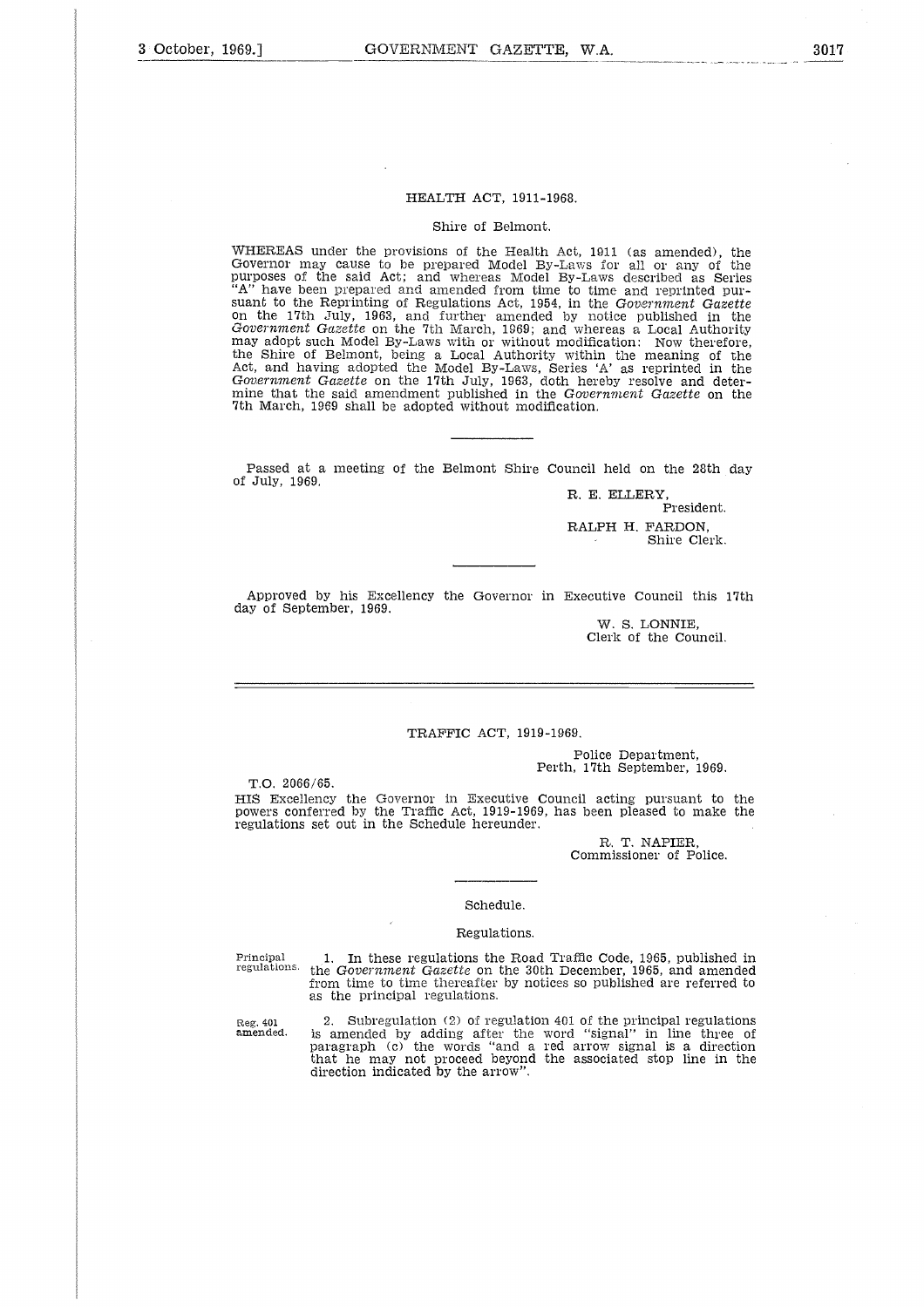## HEALTH ACT, 1911-1968.

Shire of Belmont.

WHEREAS under the provisions of the Health Act, 1911 (as amended), the Governor may cause to be prepared Model By-Laws for all or any of the purposes of the said Act; and whereas Model By-Laws described as Series "A" have been prepared and amended from time to time and reprinted pursuant to the Reprinting of Regulations Act, 1954, in the *Government Gazette* on the 17th July, 1963, and further amended by notice published in the *Government Gazette* on the 7th March, 1969; and whereas a Local Authority may adopt such Model By-Laws with or without modification: Now therefore, the Shire of Belmont, being a Local Authority within the meaning of the Act, and having adopted the Model By-Laws, Series 'A' as reprinted in the *Government Gazette* on the 17th July, 1963, doth hereby resolve and determine that the said amendment published in the *Government Gazette* on the 7th March, 1969 shall be adopted without modification.

Passed at a meeting of the Belmont Shire Council held on the 28th day of July, 1969.

R. E. ELLERY,
President.

RALPH H. FARDON,
Shire Clerk.

Approved by his Excellency the Governor in Executive Council this 17th day of September, 1969.

W. S. LONNIE,
Clerk of the Council.

---

## TRAFFIC ACT, 1919-1969.

Police Department,
Perth, 17th September, 1969.

T.O. 2066/65.

HIS Excellency the Governor in Executive Council acting pursuant to the powers conferred by the Traffic Act, 1919-1969, has been pleased to make the regulations set out in the Schedule hereunder.

R. T. NAPIER,
Commissioner of Police.

### Schedule.

Regulations.

Principal regulations.

1. In these regulations the Road Traffic Code, 1965, published in the *Government Gazette* on the 30th December, 1965, and amended from time to time thereafter by notices so published are referred to as the principal regulations.

Reg. 401 amended.

2. Subregulation (2) of regulation 401 of the principal regulations is amended by adding after the word "signal" in line three of paragraph (c) the words "and a red arrow signal is a direction that he may not proceed beyond the associated stop line in the direction indicated by the arrow".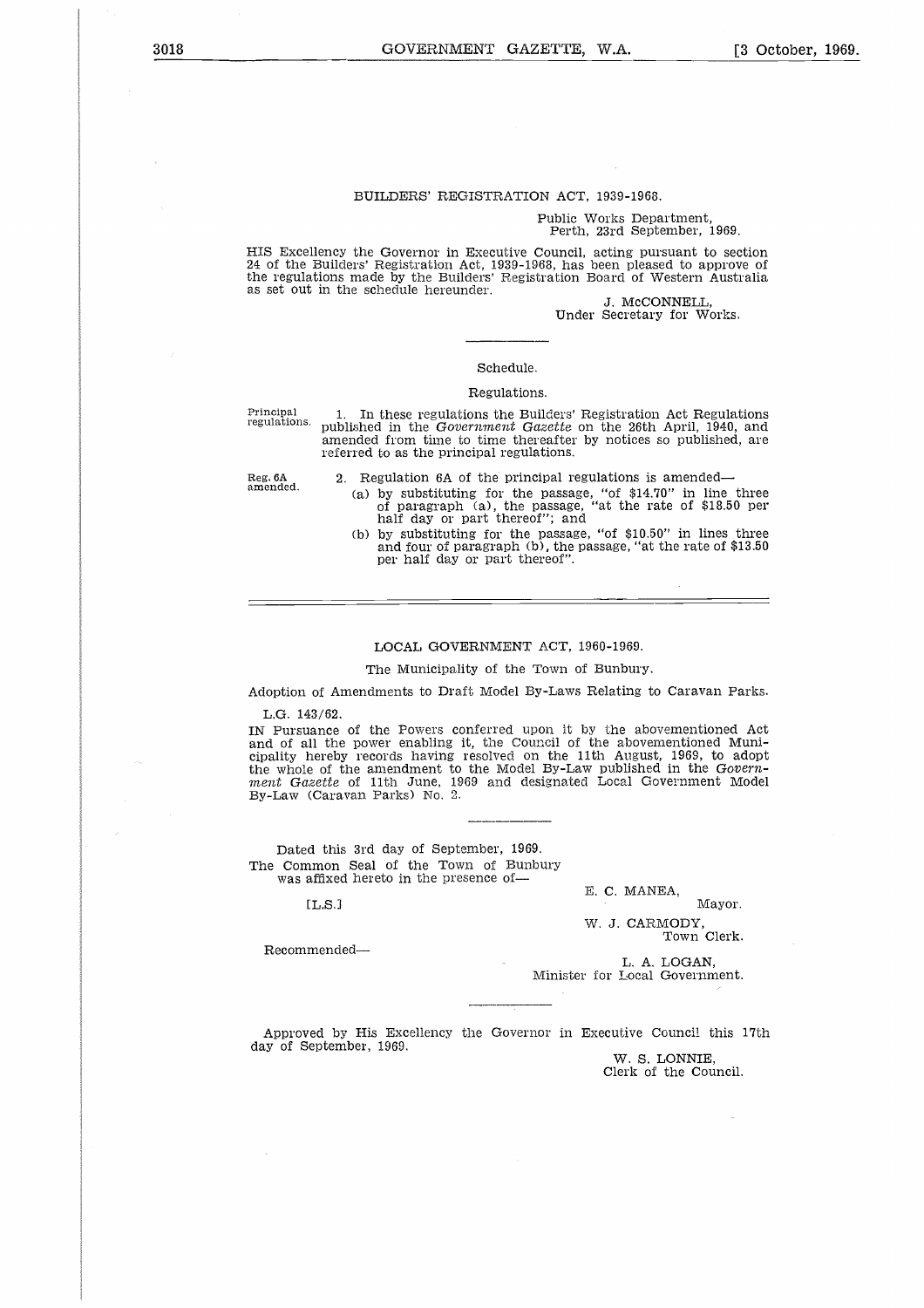## BUILDERS' REGISTRATION ACT, 1939-1968.

Public Works Department,
Perth, 23rd September, 1969.

HIS Excellency the Governor in Executive Council, acting pursuant to section 24 of the Builders' Registration Act, 1939-1968, has been pleased to approve of the regulations made by the Builders' Registration Board of Western Australia as set out in the schedule hereunder.

J. McCONNELL,
Under Secretary for Works.

---

### Schedule.

### Regulations.

Principal regulations.

1. In these regulations the Builders' Registration Act Regulations published in the *Government Gazette* on the 26th April, 1940, and amended from time to time thereafter by notices so published, are referred to as the principal regulations.

Reg. 6A amended.

2. Regulation 6A of the principal regulations is amended—

(a) by substituting for the passage, "of $14.70" in line three of paragraph (a), the passage, "at the rate of $18.50 per half day or part thereof"; and

(b) by substituting for the passage, "of $10.50" in lines three and four of paragraph (b), the passage, "at the rate of $13.50 per half day or part thereof".

---

## LOCAL GOVERNMENT ACT, 1960-1969.

The Municipality of the Town of Bunbury.

Adoption of Amendments to Draft Model By-Laws Relating to Caravan Parks.

L.G. 143/62.

IN Pursuance of the Powers conferred upon it by the abovementioned Act and of all the power enabling it, the Council of the abovementioned Municipality hereby records having resolved on the 11th August, 1969, to adopt the whole of the amendment to the Model By-Law published in the *Government Gazette* of 11th June, 1969 and designated Local Government Model By-Law (Caravan Parks) No. 2.

---

Dated this 3rd day of September, 1969.

The Common Seal of the Town of Bunbury was affixed hereto in the presence of—

[L.S.]

E. C. MANEA,
Mayor.

W. J. CARMODY,
Town Clerk.

Recommended—

L. A. LOGAN,
Minister for Local Government.

---

Approved by His Excellency the Governor in Executive Council this 17th day of September, 1969.

W. S. LONNIE,
Clerk of the Council.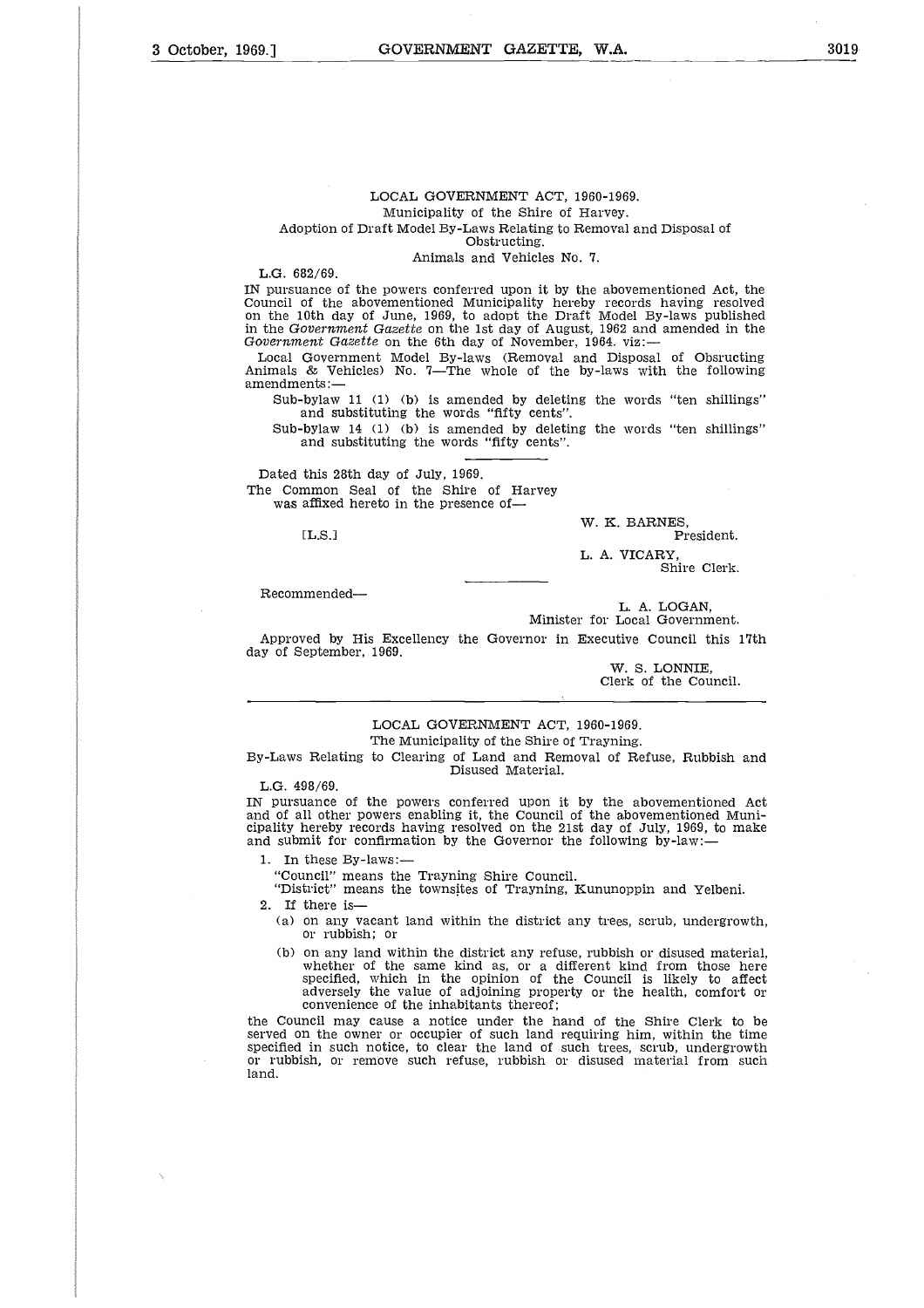LOCAL GOVERNMENT ACT, 1960-1969.

Municipality of the Shire of Harvey.

Adoption of Draft Model By-Laws Relating to Removal and Disposal of Obstructing.

Animals and Vehicles No. 7.

L.G. 682/69.

IN pursuance of the powers conferred upon it by the abovementioned Act, the Council of the abovementioned Municipality hereby records having resolved on the 10th day of June, 1969, to adopt the Draft Model By-laws published in the *Government Gazette* on the 1st day of August, 1962 and amended in the *Government Gazette* on the 6th day of November, 1964. viz:—

Local Government Model By-laws (Removal and Disposal of Obsructing Animals & Vehicles) No. 7—The whole of the by-laws with the following amendments:—

Sub-bylaw 11 (1) (b) is amended by deleting the words "ten shillings" and substituting the words "fifty cents".

Sub-bylaw 14 (1) (b) is amended by deleting the words "ten shillings" and substituting the words "fifty cents".

Dated this 28th day of July, 1969.

The Common Seal of the Shire of Harvey was affixed hereto in the presence of—

[L.S.]

W. K. BARNES,
President.

L. A. VICARY,
Shire Clerk.

Recommended—

L. A. LOGAN,
Minister for Local Government.

Approved by His Excellency the Governor in Executive Council this 17th day of September, 1969.

W. S. LONNIE,
Clerk of the Council.

---

LOCAL GOVERNMENT ACT, 1960-1969.

The Municipality of the Shire of Trayning.

By-Laws Relating to Clearing of Land and Removal of Refuse, Rubbish and Disused Material.

L.G. 498/69.

IN pursuance of the powers conferred upon it by the abovementioned Act and of all other powers enabling it, the Council of the abovementioned Municipality hereby records having resolved on the 21st day of July, 1969, to make and submit for confirmation by the Governor the following by-law:—

1. In these By-laws:—

"Council" means the Trayning Shire Council.

"District" means the townsites of Trayning, Kununoppin and Yelbeni.

2. If there is—

(a) on any vacant land within the district any trees, scrub, undergrowth, or rubbish; or

(b) on any land within the district any refuse, rubbish or disused material, whether of the same kind as, or a different kind from those here specified, which in the opinion of the Council is likely to affect adversely the value of adjoining property or the health, comfort or convenience of the inhabitants thereof;

the Council may cause a notice under the hand of the Shire Clerk to be served on the owner or occupier of such land requiring him, within the time specified in such notice, to clear the land of such trees, scrub, undergrowth or rubbish, or remove such refuse, rubbish or disused material from such land.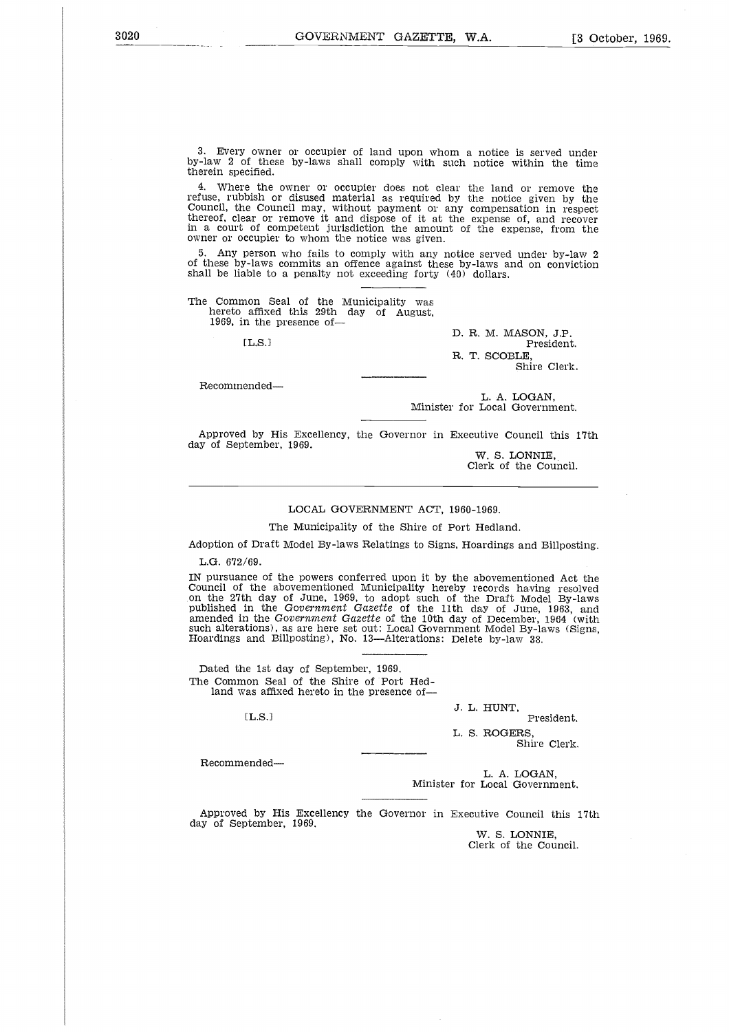3. Every owner or occupier of land upon whom a notice is served under by-law 2 of these by-laws shall comply with such notice within the time therein specified.

4. Where the owner or occupier does not clear the land or remove the refuse, rubbish or disused material as required by the notice given by the Council, the Council may, without payment or any compensation in respect thereof, clear or remove it and dispose of it at the expense of, and recover in a court of competent jurisdiction the amount of the expense, from the owner or occupier to whom the notice was given.

5. Any person who fails to comply with any notice served under by-law 2 of these by-laws commits an offence against these by-laws and on conviction shall be liable to a penalty not exceeding forty (40) dollars.

The Common Seal of the Municipality was hereto affixed this 29th day of August, 1969, in the presence of—

[L.S.]

D. R. M. MASON, J.P.
President.

R. T. SCOBLE,
Shire Clerk.

Recommended—

L. A. LOGAN,
Minister for Local Government.

Approved by His Excellency, the Governor in Executive Council this 17th day of September, 1969.

W. S. LONNIE,
Clerk of the Council.

---

LOCAL GOVERNMENT ACT, 1960-1969.

The Municipality of the Shire of Port Hedland.

Adoption of Draft Model By-laws Relatings to Signs, Hoardings and Billposting.

L.G. 672/69.

IN pursuance of the powers conferred upon it by the abovementioned Act the Council of the abovementioned Municipality hereby records having resolved on the 27th day of June, 1969, to adopt such of the Draft Model By-laws published in the *Government Gazette* of the 11th day of June, 1963, and amended in the *Government Gazette* of the 10th day of December, 1964 (with such alterations), as are here set out: Local Government Model By-laws (Signs, Hoardings and Billposting), No. 13—Alterations: Delete by-law 38.

Dated the 1st day of September, 1969.

The Common Seal of the Shire of Port Hedland was affixed hereto in the presence of—

[L.S.]

J. L. HUNT,
President.

L. S. ROGERS,
Shire Clerk.

Recommended—

L. A. LOGAN,
Minister for Local Government.

Approved by His Excellency the Governor in Executive Council this 17th day of September, 1969.

W. S. LONNIE,
Clerk of the Council.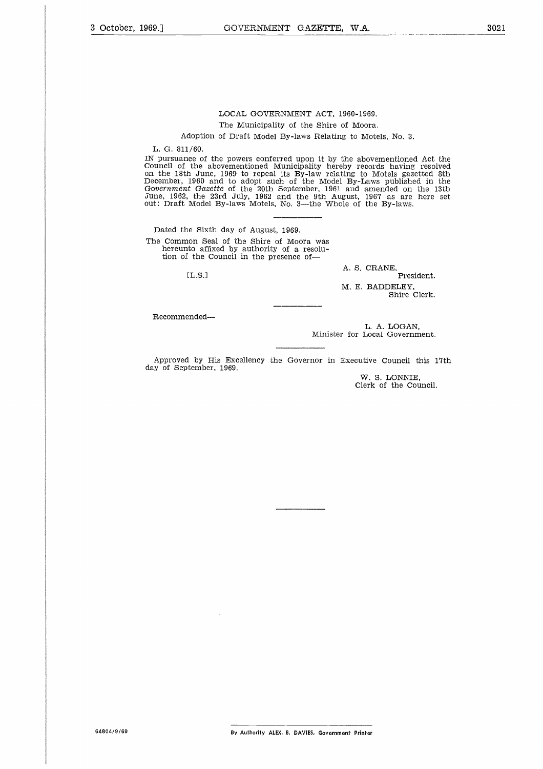LOCAL GOVERNMENT ACT, 1960-1969.

The Municipality of the Shire of Moora.

Adoption of Draft Model By-laws Relating to Motels, No. 3.

L. G. 811/60.

IN pursuance of the powers conferred upon it by the abovementioned Act the Council of the abovementioned Municipality hereby records having resolved on the 18th June, 1969 to repeal its By-law relating to Motels gazetted 8th December, 1960 and to adopt such of the Model By-Laws published in the *Government Gazette* of the 20th September, 1961 and amended on the 13th June, 1962, the 23rd July, 1962 and the 9th August, 1967 as are here set out: Draft Model By-laws Motels, No. 3—the Whole of the By-laws.

Dated the Sixth day of August, 1969.

The Common Seal of the Shire of Moora was hereunto affixed by authority of a resolution of the Council in the presence of—

[L.S.]

A. S. CRANE,
President.

M. E. BADDELEY,
Shire Clerk.

Recommended—

L. A. LOGAN,
Minister for Local Government.

Approved by His Excellency the Governor in Executive Council this 17th day of September, 1969.

W. S. LONNIE,
Clerk of the Council.

64804/9/69

By Authority ALEX. B. DAVIES, Government Printer